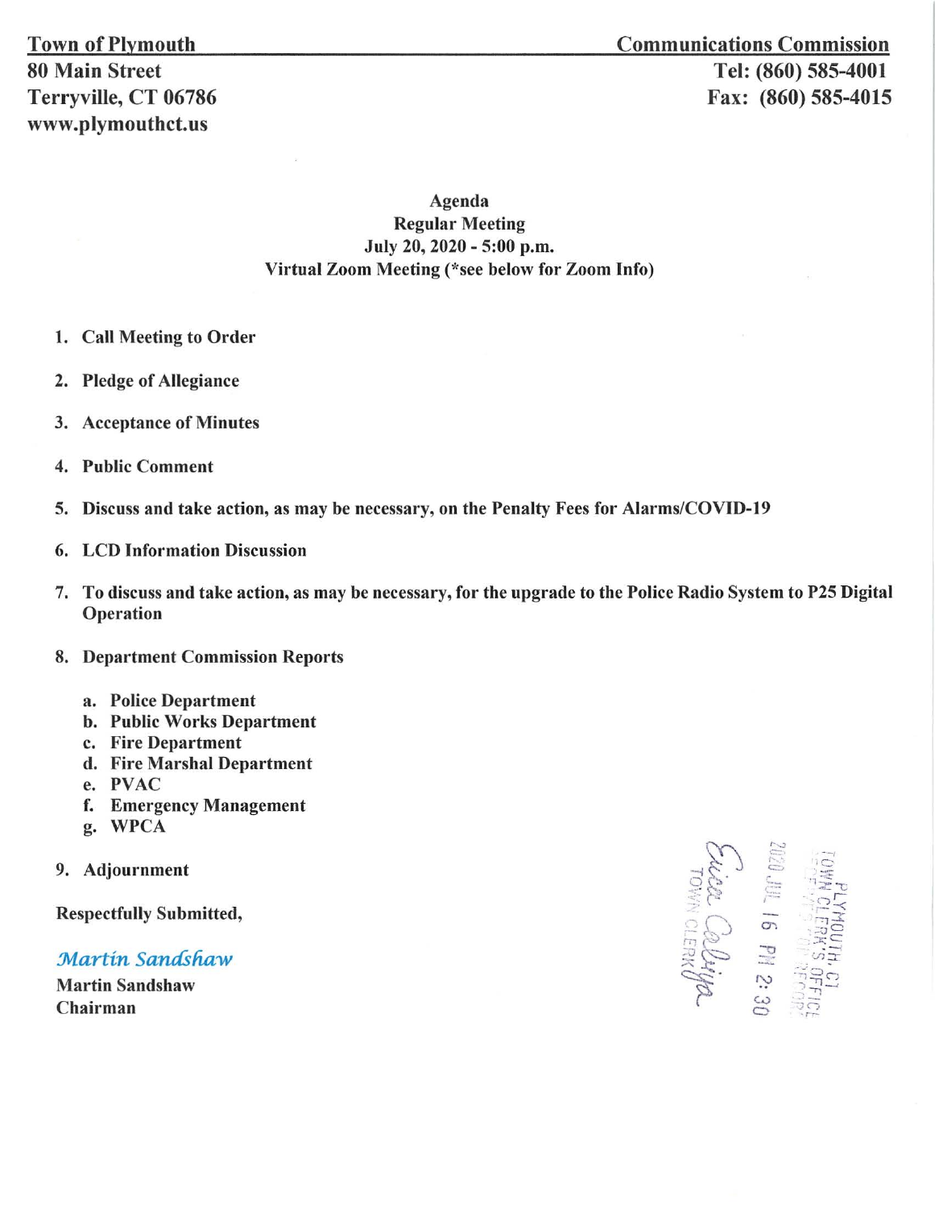**Town of Plymouth**
**80 Main Street**
**Terryville, CT 06786**
**www.plymouthct.us**

**Communications Commission**
**Tel: (860) 585-4001**
**Fax: (860) 585-4015**

## Agenda
### Regular Meeting
### July 20, 2020 - 5:00 p.m.
### Virtual Zoom Meeting (*see below for Zoom Info)

1. **Call Meeting to Order**
2. **Pledge of Allegiance**
3. **Acceptance of Minutes**
4. **Public Comment**
5. **Discuss and take action, as may be necessary, on the Penalty Fees for Alarms/COVID-19**
6. **LCD Information Discussion**
7. **To discuss and take action, as may be necessary, for the upgrade to the Police Radio System to P25 Digital Operation**
8. **Department Commission Reports**
   a. **Police Department**
   b. **Public Works Department**
   c. **Fire Department**
   d. **Fire Marshal Department**
   e. **PVAC**
   f. **Emergency Management**
   g. **WPCA**
9. **Adjournment**

**Respectfully Submitted,**

*Martin Sandshaw*
**Martin Sandshaw**
**Chairman**

PLYMOUTH, CT
TOWN CLERK'S OFFICE
RECEIVED FOR RECORD
2020 JUL 16 PM 2:30
Eileen Colbiya
TOWN CLERK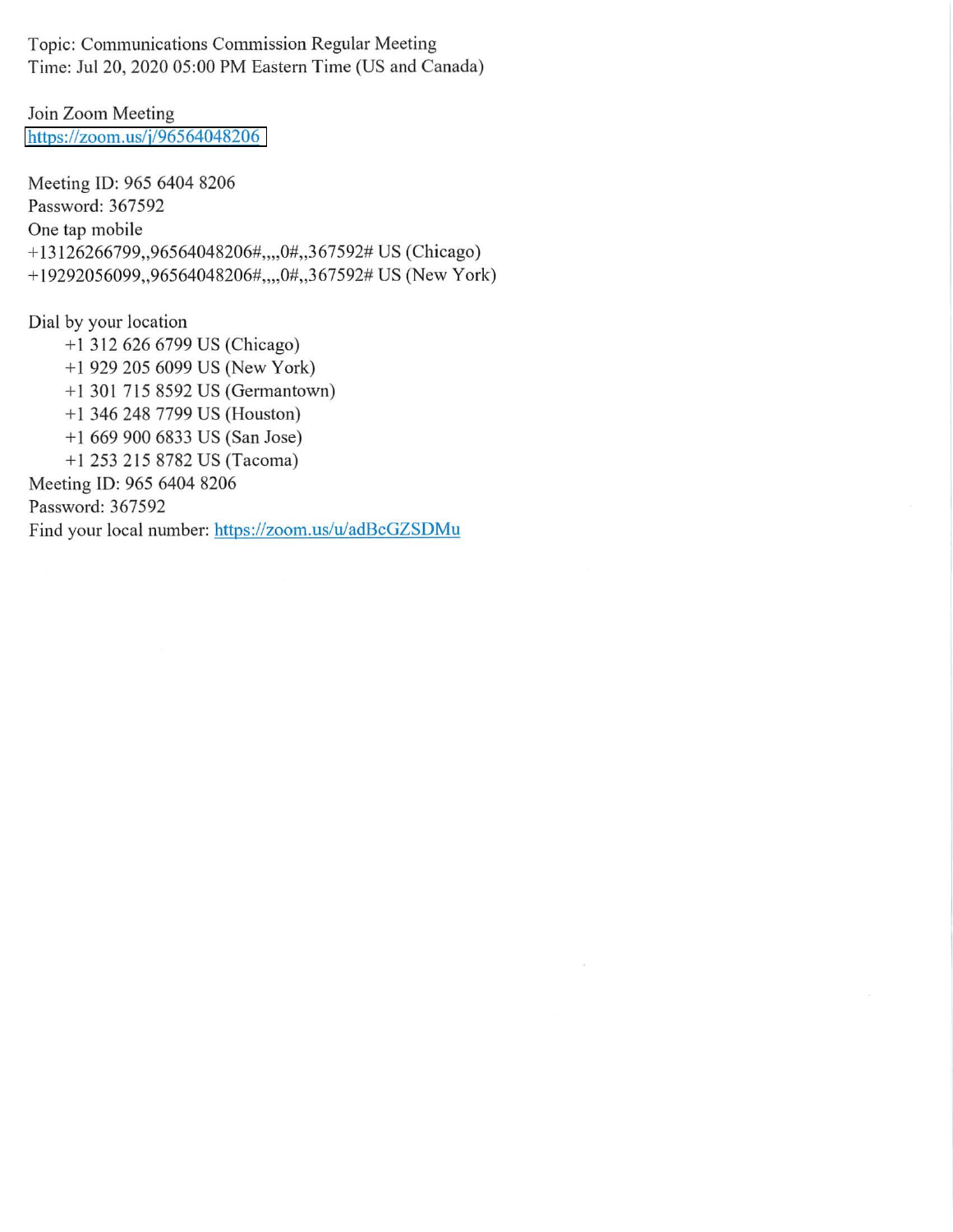Topic: Communications Commission Regular Meeting
Time: Jul 20, 2020 05:00 PM Eastern Time (US and Canada)

Join Zoom Meeting
https://zoom.us/j/96564048206

Meeting ID: 965 6404 8206
Password: 367592
One tap mobile
+13126266799,,96564048206#,,,,0#,,367592# US (Chicago)
+19292056099,,96564048206#,,,,0#,,367592# US (New York)

Dial by your location
 +1 312 626 6799 US (Chicago)
 +1 929 205 6099 US (New York)
 +1 301 715 8592 US (Germantown)
 +1 346 248 7799 US (Houston)
 +1 669 900 6833 US (San Jose)
 +1 253 215 8782 US (Tacoma)
Meeting ID: 965 6404 8206
Password: 367592
Find your local number: https://zoom.us/u/adBcGZSDMu